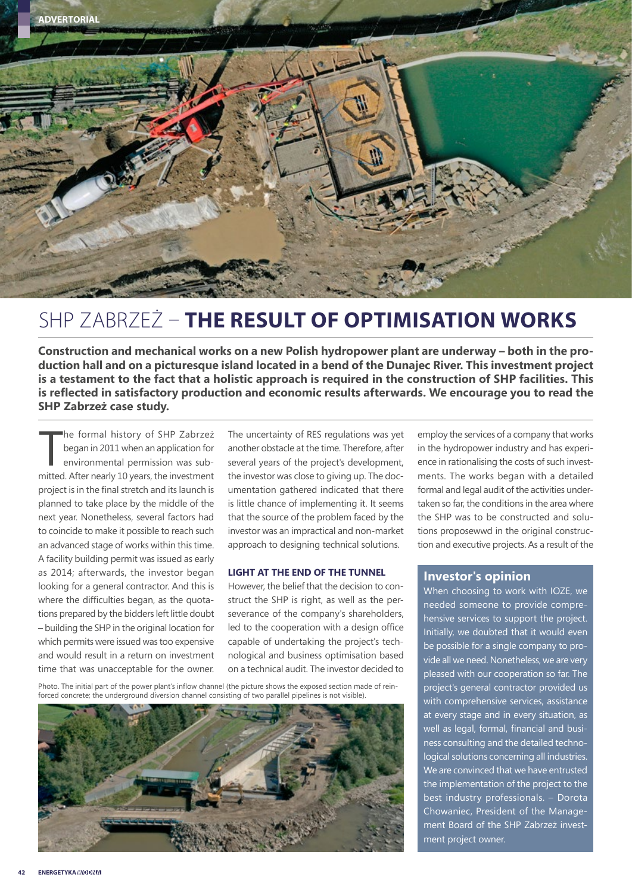ADVERTORIAL

# SHP ZABRZEŻ – **THE RESULT OF OPTIMISATION WORKS**

**Construction and mechanical works on a new Polish hydropower plant are underway – both in the production hall and on a picturesque island located in a bend of the Dunajec River. This investment project is a testament to the fact that a holistic approach is required in the construction of SHP facilities. This is reflected in satisfactory production and economic results afterwards. We encourage you to read the SHP Zabrzeż case study.**

The formal history of SHP Zabrzeż began in 2011 when an application for environmental permission was submitted. After nearly 10 years, the investment project is in the final stretch and its launch is planned to take place by the middle of the next year. Nonetheless, several factors had to coincide to make it possible to reach such an advanced stage of works within this time. A facility building permit was issued as early as 2014; afterwards, the investor began looking for a general contractor. And this is where the difficulties began, as the quotations prepared by the bidders left little doubt – building the SHP in the original location for which permits were issued was too expensive and would result in a return on investment time that was unacceptable for the owner. The uncertainty of RES regulations was yet another obstacle at the time. Therefore, after several years of the project's development, the investor was close to giving up. The documentation gathered indicated that there is little chance of implementing it. It seems that the source of the problem faced by the investor was an impractical and non-market approach to designing technical solutions.

### LIGHT AT THE END OF THE TUNNEL

However, the belief that the decision to construct the SHP is right, as well as the perseverance of the company's shareholders, led to the cooperation with a design office capable of undertaking the project's technological and business optimisation based on a technical audit. The investor decided to employ the services of a company that works in the hydropower industry and has experience in rationalising the costs of such investments. The works began with a detailed formal and legal audit of the activities undertaken so far, the conditions in the area where the SHP was to be constructed and solutions proposewwd in the original construction and executive projects. As a result of the

Photo. The initial part of the power plant's inflow channel (the picture shows the exposed section made of reinforced concrete; the underground diversion channel consisting of two parallel pipelines is not visible).

### Investor's opinion

When choosing to work with IOZE, we needed someone to provide comprehensive services to support the project. Initially, we doubted that it would even be possible for a single company to provide all we need. Nonetheless, we are very pleased with our cooperation so far. The project's general contractor provided us with comprehensive services, assistance at every stage and in every situation, as well as legal, formal, financial and business consulting and the detailed technological solutions concerning all industries. We are convinced that we have entrusted the implementation of the project to the best industry professionals. – Dorota Chowaniec, President of the Management Board of the SHP Zabrzeż investment project owner.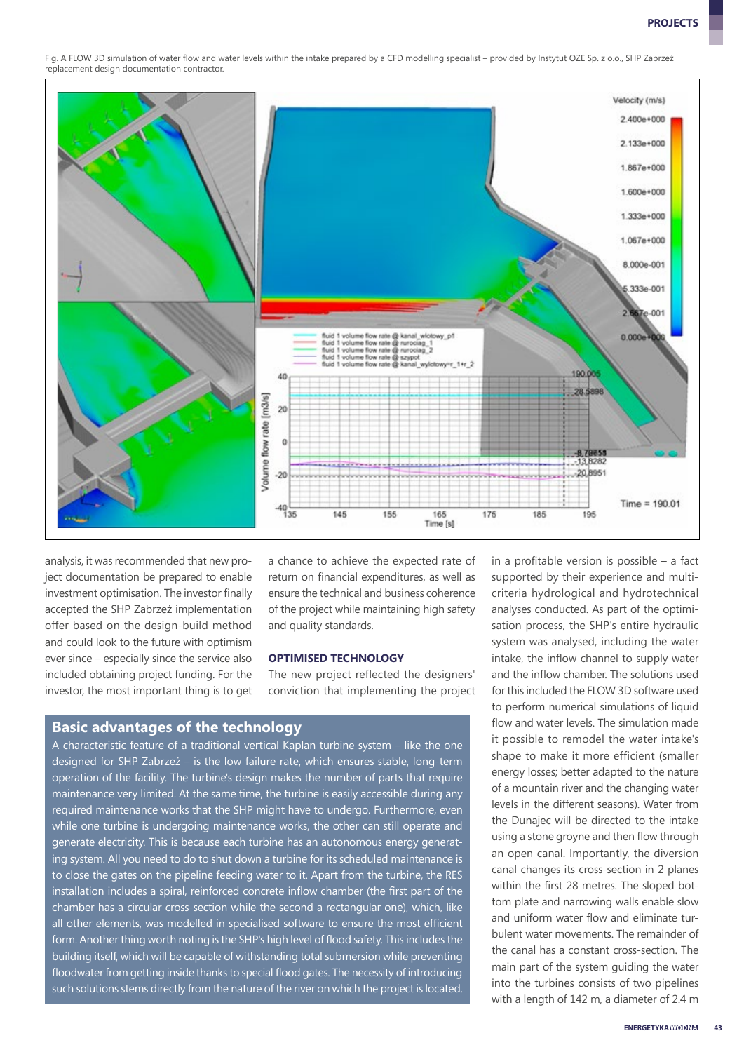Fig. A FLOW 3D simulation of water flow and water levels within the intake prepared by a CFD modelling specialist – provided by Instytut OZE Sp. z o.o., SHP Zabrzeż replacement design documentation contractor.

analysis, it was recommended that new project documentation be prepared to enable investment optimisation. The investor finally accepted the SHP Zabrzeż implementation offer based on the design-build method and could look to the future with optimism ever since – especially since the service also included obtaining project funding. For the investor, the most important thing is to get a chance to achieve the expected rate of return on financial expenditures, as well as ensure the technical and business coherence of the project while maintaining high safety and quality standards.

### OPTIMISED TECHNOLOGY

The new project reflected the designers' conviction that implementing the project in a profitable version is possible – a fact supported by their experience and multi-criteria analyses conducted. As part of the optimisation process, the SHP's entire hydraulic system was analysed, including the water intake, the inflow channel to supply water and the inflow chamber. The solutions used for this included the FLOW 3D software used to perform numerical simulations of liquid flow and water levels. The simulation made it possible to remodel the water intake's shape to make it more efficient (smaller energy losses; better adapted to the nature of a mountain river and the changing water levels in the different seasons). Water from the Dunajec will be directed to the intake using a stone groyne and then flow through an open canal. Importantly, the diversion canal changes its cross-section in 2 planes within the first 28 metres. The sloped bottom plate and narrowing walls enable slow and uniform water flow and eliminate turbulent water movements. The remainder of the canal has a constant cross-section. The main part of the system guiding the water into the turbines consists of two pipelines with a length of 142 m, a diameter of 2.4 m

## Basic advantages of the technology

A characteristic feature of a traditional vertical Kaplan turbine system – like the one designed for SHP Zabrzeż – is the low failure rate, which ensures stable, long-term operation of the facility. The turbine's design makes the number of parts that require maintenance very limited. At the same time, the turbine is easily accessible during any required maintenance works that the SHP might have to undergo. Furthermore, even while one turbine is undergoing maintenance works, the other can still operate and generate electricity. This is because each turbine has an autonomous energy generating system. All you need to do to shut down a turbine for its scheduled maintenance is to close the gates on the pipeline feeding water to it. Apart from the turbine, the RES installation includes a spiral, reinforced concrete inflow chamber (the first part of the chamber has a circular cross-section while the second a rectangular one), which, like all other elements, was modelled in specialised software to ensure the most efficient form. Another thing worth noting is the SHP's high level of flood safety. This includes the building itself, which will be capable of withstanding total submersion while preventing floodwater from getting inside thanks to special flood gates. The necessity of introducing such solutions stems directly from the nature of the river on which the project is located.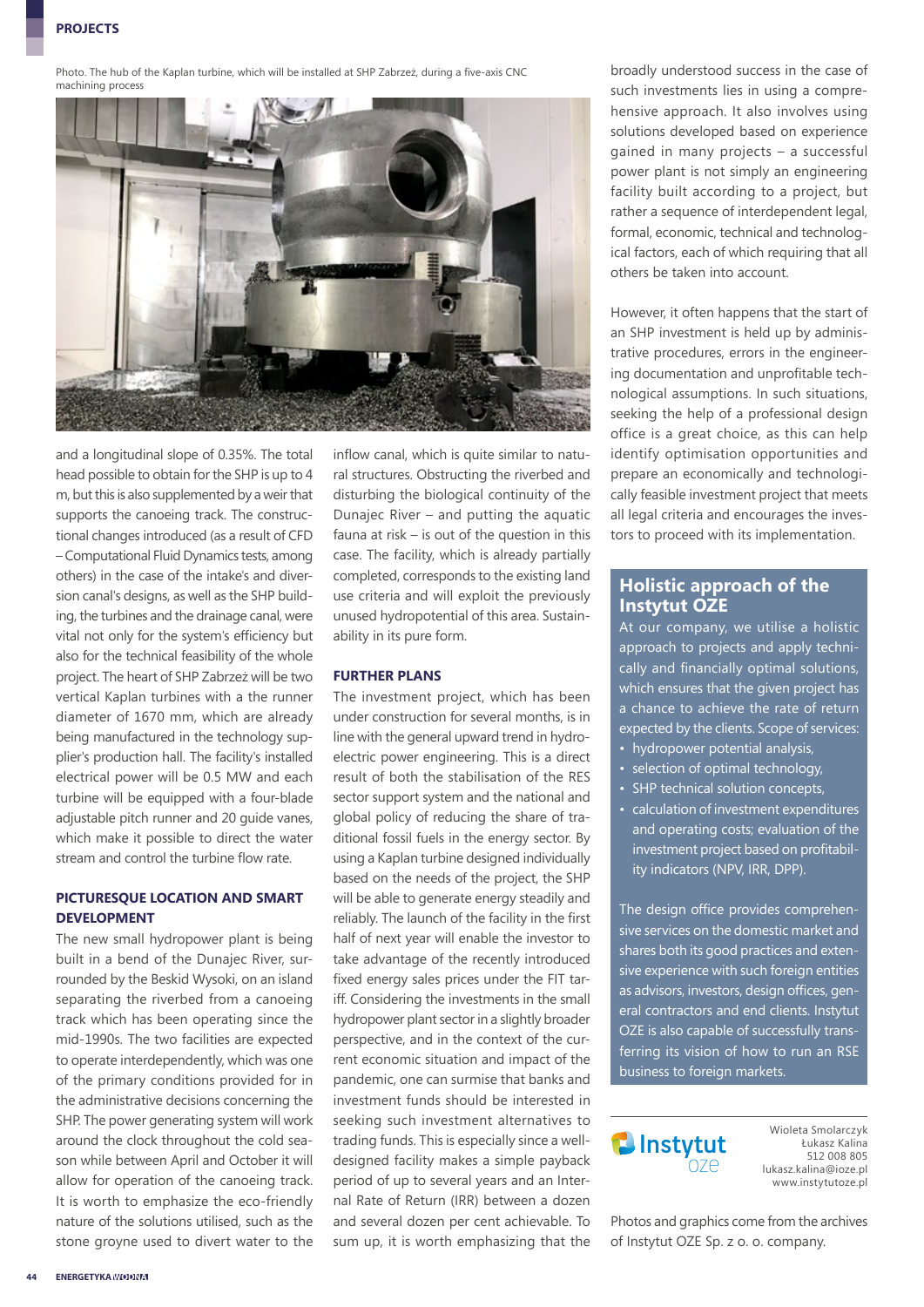Photo. The hub of the Kaplan turbine, which will be installed at SHP Zabrzeż, during a five-axis CNC machining process

and a longitudinal slope of 0.35%. The total head possible to obtain for the SHP is up to 4 m, but this is also supplemented by a weir that supports the canoeing track. The constructional changes introduced (as a result of CFD – Computational Fluid Dynamics tests, among others) in the case of the intake's and diversion canal's designs, as well as the SHP building, the turbines and the drainage canal, were vital not only for the system's efficiency but also for the technical feasibility of the whole project. The heart of SHP Zabrzeż will be two vertical Kaplan turbines with a the runner diameter of 1670 mm, which are already being manufactured in the technology supplier's production hall. The facility's installed electrical power will be 0.5 MW and each turbine will be equipped with a four-blade adjustable pitch runner and 20 guide vanes, which make it possible to direct the water stream and control the turbine flow rate.

## PICTURESQUE LOCATION AND SMART DEVELOPMENT

The new small hydropower plant is being built in a bend of the Dunajec River, surrounded by the Beskid Wysoki, on an island separating the riverbed from a canoeing track which has been operating since the mid-1990s. The two facilities are expected to operate interdependently, which was one of the primary conditions provided for in the administrative decisions concerning the SHP. The power generating system will work around the clock throughout the cold season while between April and October it will allow for operation of the canoeing track. It is worth to emphasize the eco-friendly nature of the solutions utilised, such as the stone groyne used to divert water to the inflow canal, which is quite similar to natural structures. Obstructing the riverbed and disturbing the biological continuity of the Dunajec River – and putting the aquatic fauna at risk – is out of the question in this case. The facility, which is already partially completed, corresponds to the existing land use criteria and will exploit the previously unused hydropotential of this area. Sustainability in its pure form.

## FURTHER PLANS

The investment project, which has been under construction for several months, is in line with the general upward trend in hydroelectric power engineering. This is a direct result of both the stabilisation of the RES sector support system and the national and global policy of reducing the share of traditional fossil fuels in the energy sector. By using a Kaplan turbine designed individually based on the needs of the project, the SHP will be able to generate energy steadily and reliably. The launch of the facility in the first half of next year will enable the investor to take advantage of the recently introduced fixed energy sales prices under the FIT tariff. Considering the investments in the small hydropower plant sector in a slightly broader perspective, and in the context of the current economic situation and impact of the pandemic, one can surmise that banks and investment funds should be interested in seeking such investment alternatives to trading funds. This is especially since a well-designed facility makes a simple payback period of up to several years and an Internal Rate of Return (IRR) between a dozen and several dozen per cent achievable. To sum up, it is worth emphasizing that the broadly understood success in the case of such investments lies in using a comprehensive approach. It also involves using solutions developed based on experience gained in many projects – a successful power plant is not simply an engineering facility built according to a project, but rather a sequence of interdependent legal, formal, economic, technical and technological factors, each of which requiring that all others be taken into account.

However, it often happens that the start of an SHP investment is held up by administrative procedures, errors in the engineering documentation and unprofitable technological assumptions. In such situations, seeking the help of a professional design office is a great choice, as this can help identify optimisation opportunities and prepare an economically and technologically feasible investment project that meets all legal criteria and encourages the investors to proceed with implementation.

## Holistic approach of the Instytut OZE

At our company, we utilise a holistic approach to projects and apply technically and financially optimal solutions, which ensures that the given project has a chance to achieve the rate of return expected by the clients. Scope of services:

- hydropower potential analysis,
- selection of optimal technology,
- SHP technical solution concepts,
- calculation of investment expenditures and operating costs; evaluation of the investment project based on profitability indicators (NPV, IRR, DPP).

The design office provides comprehensive services on the domestic market and shares both its good practices and extensive experience with such foreign entities as advisors, investors, design offices, general contractors and end clients. Instytut OZE is also capable of successfully transferring its vision of how to run an RSE business to foreign markets.

Instytut oze

Wioleta Smolarczyk
Łukasz Kalina
512 008 805
lukasz.kalina@ioze.pl
www.instytutoze.pl

Photos and graphics come from the archives of Instytut OZE Sp. z o. o. company.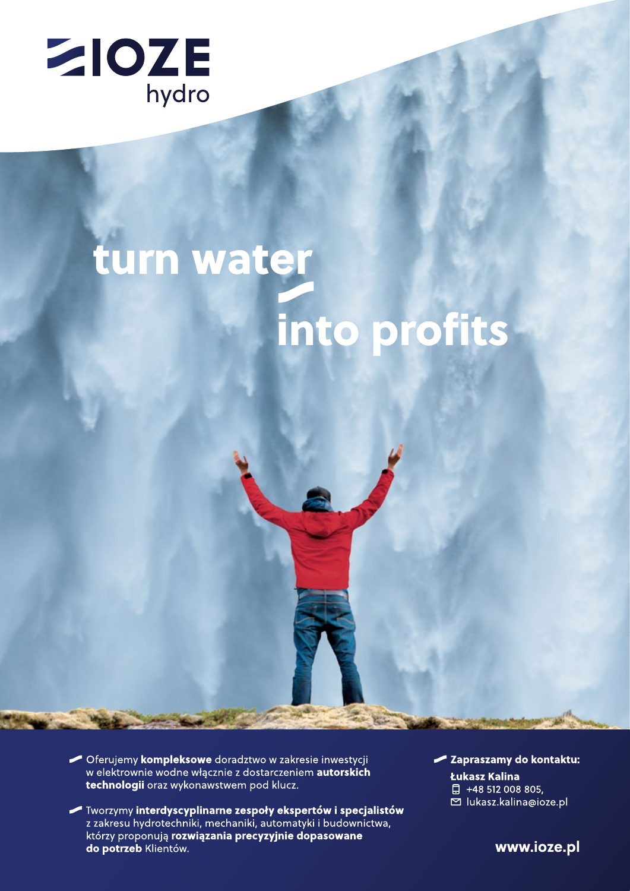# IOZE hydro

## turn water into profits

- Oferujemy **kompleksowe** doradztwo w zakresie inwestycji w elektrownie wodne włącznie z dostarczeniem **autorskich technologii** oraz wykonawstwem pod klucz.
- Tworzymy **interdyscyplinarne zespoły ekspertów i specjalistów** z zakresu hydrotechniki, mechaniki, automatyki i budownictwa, którzy proponują **rozwiązania precyzyjnie dopasowane do potrzeb** Klientów.

**Zapraszamy do kontaktu:**

**Łukasz Kalina**
+48 512 008 805,
lukasz.kalina@ioze.pl

**www.ioze.pl**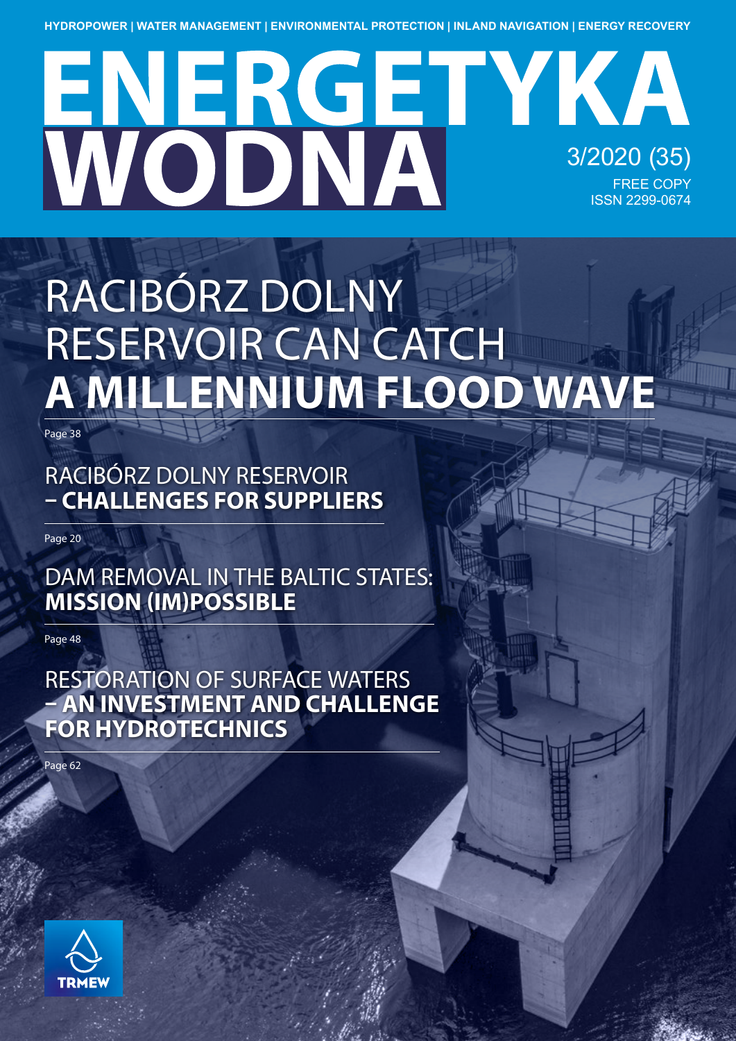HYDROPOWER | WATER MANAGEMENT | ENVIRONMENTAL PROTECTION | INLAND NAVIGATION | ENERGY RECOVERY

# ENERGETYKA WODNA

3/2020 (35)

FREE COPY

ISSN 2299-0674

## RACIBÓRZ DOLNY RESERVOIR CAN CATCH **A MILLENNIUM FLOOD WAVE**

Page 38

## RACIBÓRZ DOLNY RESERVOIR **– CHALLENGES FOR SUPPLIERS**

Page 20

## DAM REMOVAL IN THE BALTIC STATES: **MISSION (IM)POSSIBLE**

Page 48

## RESTORATION OF SURFACE WATERS **– AN INVESTMENT AND CHALLENGE FOR HYDROTECHNICS**

Page 62

TRMEW